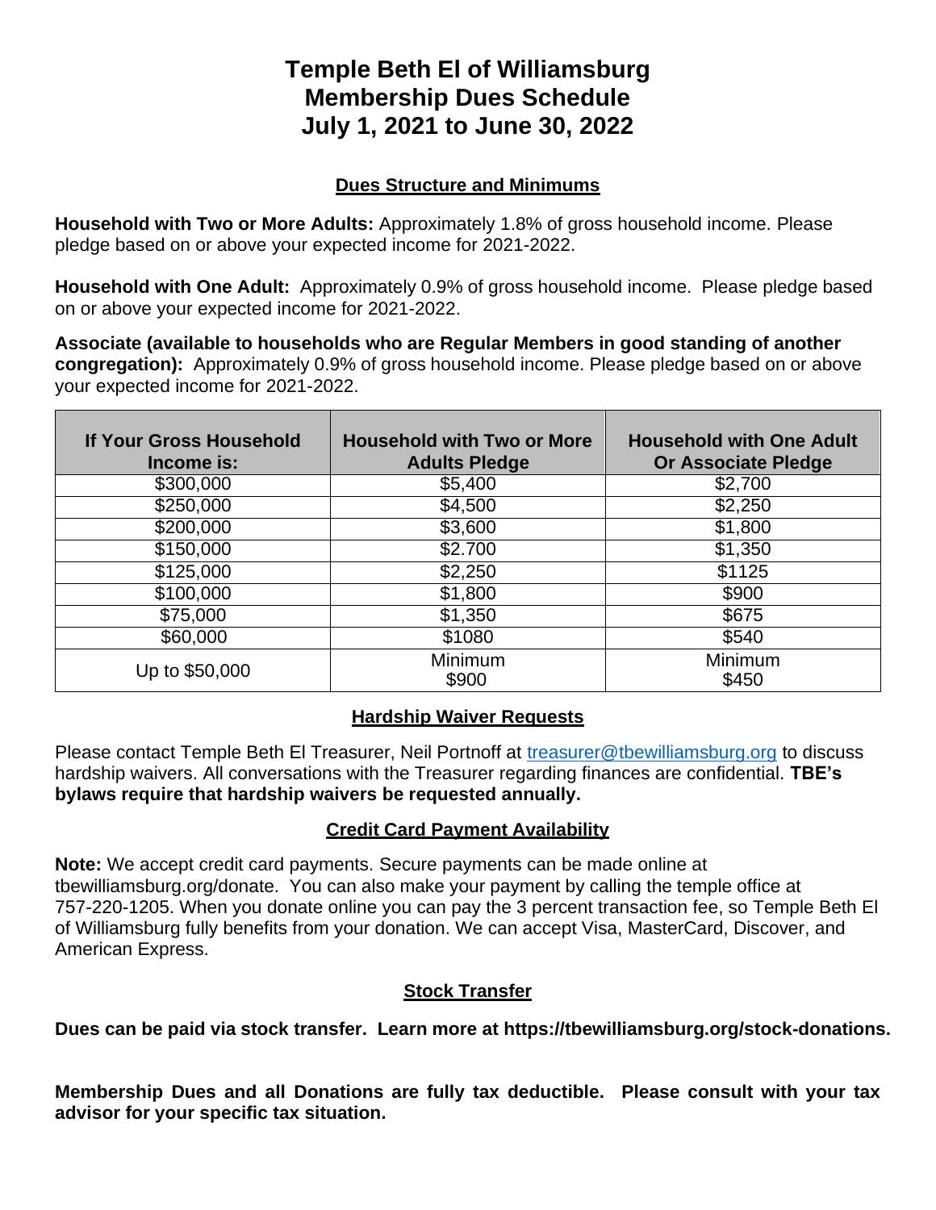# Temple Beth El of Williamsburg Membership Dues Schedule July 1, 2021 to June 30, 2022

## Dues Structure and Minimums

**Household with Two or More Adults:** Approximately 1.8% of gross household income. Please pledge based on or above your expected income for 2021-2022.

**Household with One Adult:** Approximately 0.9% of gross household income. Please pledge based on or above your expected income for 2021-2022.

**Associate (available to households who are Regular Members in good standing of another congregation):** Approximately 0.9% of gross household income. Please pledge based on or above your expected income for 2021-2022.

| If Your Gross Household Income is: | Household with Two or More Adults Pledge | Household with One Adult Or Associate Pledge |
|---|---|---|
| $300,000 | $5,400 | $2,700 |
| $250,000 | $4,500 | $2,250 |
| $200,000 | $3,600 | $1,800 |
| $150,000 | $2.700 | $1,350 |
| $125,000 | $2,250 | $1125 |
| $100,000 | $1,800 | $900 |
| $75,000 | $1,350 | $675 |
| $60,000 | $1080 | $540 |
| Up to $50,000 | Minimum $900 | Minimum $450 |

## Hardship Waiver Requests

Please contact Temple Beth El Treasurer, Neil Portnoff at treasurer@tbewilliamsburg.org to discuss hardship waivers. All conversations with the Treasurer regarding finances are confidential. **TBE's bylaws require that hardship waivers be requested annually.**

## Credit Card Payment Availability

**Note:** We accept credit card payments. Secure payments can be made online at tbewilliamsburg.org/donate. You can also make your payment by calling the temple office at 757-220-1205. When you donate online you can pay the 3 percent transaction fee, so Temple Beth El of Williamsburg fully benefits from your donation. We can accept Visa, MasterCard, Discover, and American Express.

## Stock Transfer

**Dues can be paid via stock transfer. Learn more at https://tbewilliamsburg.org/stock-donations.**

**Membership Dues and all Donations are fully tax deductible. Please consult with your tax advisor for your specific tax situation.**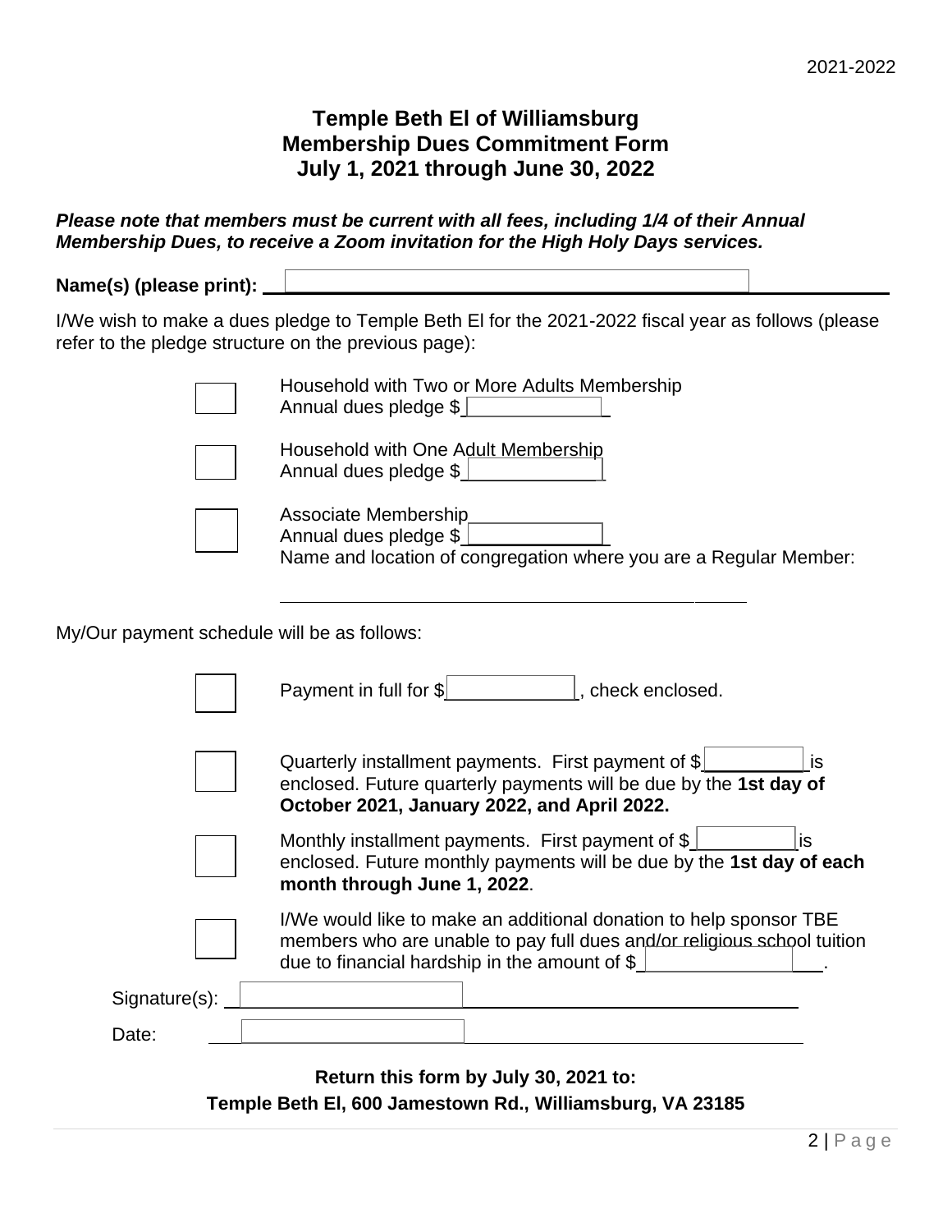2021-2022

## Temple Beth El of Williamsburg
## Membership Dues Commitment Form
## July 1, 2021 through June 30, 2022

***Please note that members must be current with all fees, including 1/4 of their Annual Membership Dues, to receive a Zoom invitation for the High Holy Days services.***

**Name(s) (please print):** ______________________________

I/We wish to make a dues pledge to Temple Beth El for the 2021-2022 fiscal year as follows (please refer to the pledge structure on the previous page):

☐ Household with Two or More Adults Membership
Annual dues pledge $__________

☐ Household with One Adult Membership
Annual dues pledge $__________

☐ Associate Membership
Annual dues pledge $__________
Name and location of congregation where you are a Regular Member:

______________________________

My/Our payment schedule will be as follows:

☐ Payment in full for $__________, check enclosed.

☐ Quarterly installment payments. First payment of $__________ is enclosed. Future quarterly payments will be due by the **1st day of October 2021, January 2022, and April 2022.**

☐ Monthly installment payments. First payment of $__________ is enclosed. Future monthly payments will be due by the **1st day of each month through June 1, 2022**.

☐ I/We would like to make an additional donation to help sponsor TBE members who are unable to pay full dues and/or religious school tuition due to financial hardship in the amount of $__________.

Signature(s): ______________________________

Date: ______________________________

**Return this form by July 30, 2021 to:**
**Temple Beth El, 600 Jamestown Rd., Williamsburg, VA 23185**